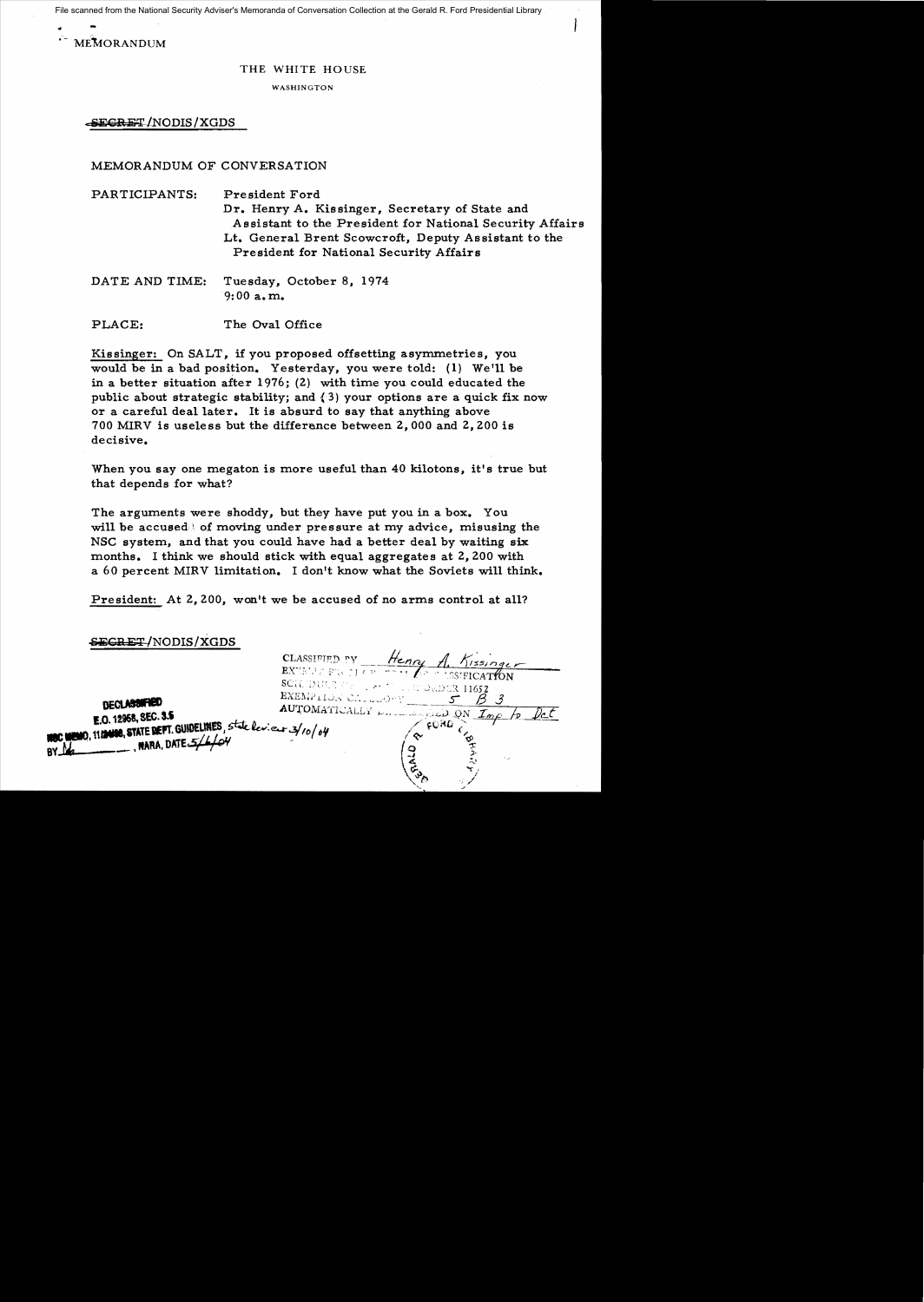File scanned from the National Security Adviser's Memoranda of Conversation Collection at the Gerald R. Ford Presidential Library

MEMORANDUM

THE WHITE HOUSE

WASHINGTON

~~SECRET~~/NODIS/XGDS

MEMORANDUM OF CONVERSATION

PARTICIPANTS: President Ford
Dr. Henry A. Kissinger, Secretary of State and Assistant to the President for National Security Affairs
Lt. General Brent Scowcroft, Deputy Assistant to the President for National Security Affairs

DATE AND TIME: Tuesday, October 8, 1974
9:00 a.m.

PLACE: The Oval Office

Kissinger: On SALT, if you proposed offsetting asymmetries, you would be in a bad position. Yesterday, you were told: (1) We'll be in a better situation after 1976; (2) with time you could educated the public about strategic stability; and (3) your options are a quick fix now or a careful deal later. It is absurd to say that anything above 700 MIRV is useless but the difference between 2,000 and 2,200 is decisive.

When you say one megaton is more useful than 40 kilotons, it's true but that depends for what?

The arguments were shoddy, but they have put you in a box. You will be accused of moving under pressure at my advice, misusing the NSC system, and that you could have had a better deal by waiting six months. I think we should stick with equal aggregates at 2,200 with a 60 percent MIRV limitation. I don't know what the Soviets will think.

President: At 2,200, won't we be accused of no arms control at all?

~~SECRET~~/NODIS/XGDS

CLASSIFIED BY Henry A. Kissinger
EXEMPT FROM GENERAL DECLASSIFICATION
SCHEDULE OF EXECUTIVE ORDER 11652
EXEMPTION CATEGORY 5 B 3
AUTOMATICALLY DECLASSIFIED ON Imp to Det

DECLASSIFIED
E.O. 12958, SEC. 3.5
NSC MEMO, 11/24/98, STATE DEPT. GUIDELINES, state review 3/10/04
BY ___, NARA, DATE 5/4/04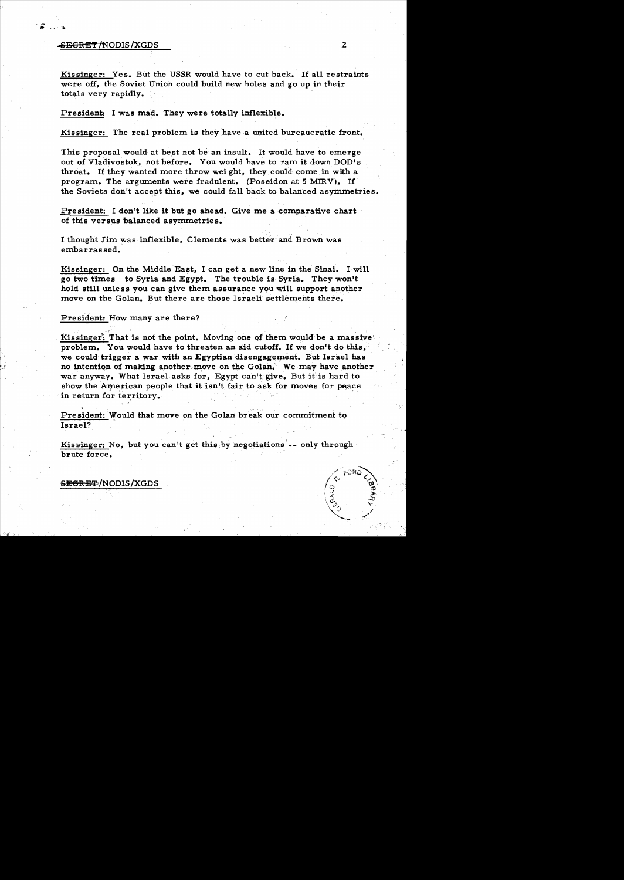Kissinger: Yes. But the USSR would have to cut back. If all restraints were off, the Soviet Union could build new holes and go up in their totals very rapidly.

President: I was mad. They were totally inflexible.

Kissinger: The real problem is they have a united bureaucratic front.

This proposal would at best not be an insult. It would have to emerge out of Vladivostok, not before. You would have to ram it down DOD's throat. If they wanted more throw weight, they could come in with a program. The arguments were fradulent. (Poseidon at 5 MIRV). If the Soviets don't accept this, we could fall back to balanced asymmetries.

President: I don't like it but go ahead. Give me a comparative chart of this versus balanced asymmetries.

I thought Jim was inflexible, Clements was better and Brown was embarrassed.

Kissinger: On the Middle East, I can get a new line in the Sinai. I will go two times to Syria and Egypt. The trouble is Syria. They won't hold still unless you can give them assurance you will support another move on the Golan. But there are those Israeli settlements there.

President: How many are there?

Kissinger: That is not the point. Moving one of them would be a massive problem. You would have to threaten an aid cutoff. If we don't do this, we could trigger a war with an Egyptian disengagement. But Israel has no intention of making another move on the Golan. We may have another war anyway. What Israel asks for, Egypt can't give. But it is hard to show the American people that it isn't fair to ask for moves for peace in return for territory.

President: Would that move on the Golan break our commitment to Israel?

Kissinger: No, but you can't get this by negotiations -- only through brute force.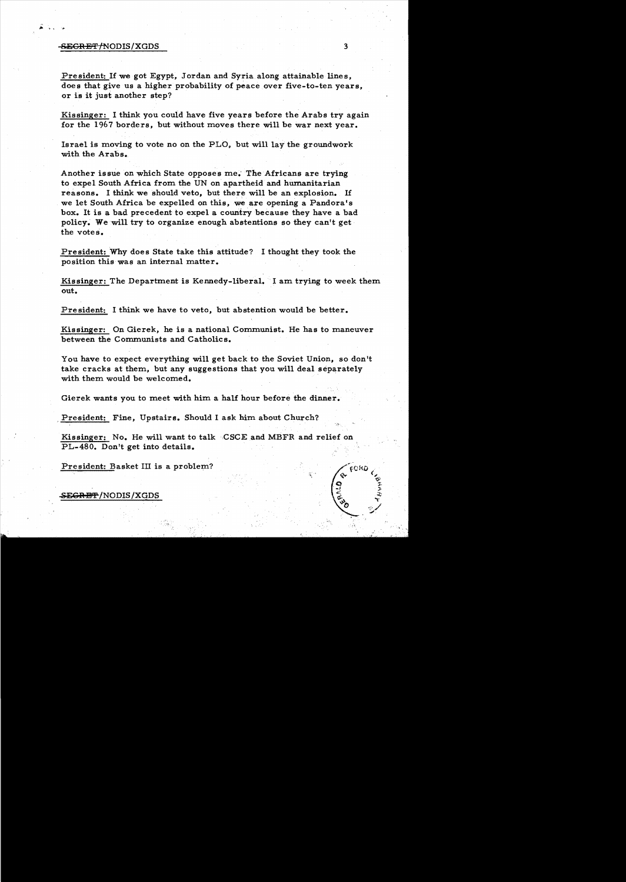President: If we got Egypt, Jordan and Syria along attainable lines, does that give us a higher probability of peace over five-to-ten years, or is it just another step?

Kissinger: I think you could have five years before the Arabs try again for the 1967 borders, but without moves there will be war next year.

Israel is moving to vote no on the PLO, but will lay the groundwork with the Arabs.

Another issue on which State opposes me. The Africans are trying to expel South Africa from the UN on apartheid and humanitarian reasons. I think we should veto, but there will be an explosion. If we let South Africa be expelled on this, we are opening a Pandora's box. It is a bad precedent to expel a country because they have a bad policy. We will try to organize enough abstentions so they can't get the votes.

President: Why does State take this attitude? I thought they took the position this was an internal matter.

Kissinger: The Department is Kennedy-liberal. I am trying to week them out.

President: I think we have to veto, but abstention would be better.

Kissinger: On Gierek, he is a national Communist. He has to maneuver between the Communists and Catholics.

You have to expect everything will get back to the Soviet Union, so don't take cracks at them, but any suggestions that you will deal separately with them would be welcomed.

Gierek wants you to meet with him a half hour before the dinner.

President: Fine, Upstairs. Should I ask him about Church?

Kissinger: No. He will want to talk CSCE and MBFR and relief on PL-480. Don't get into details.

President: Basket III is a problem?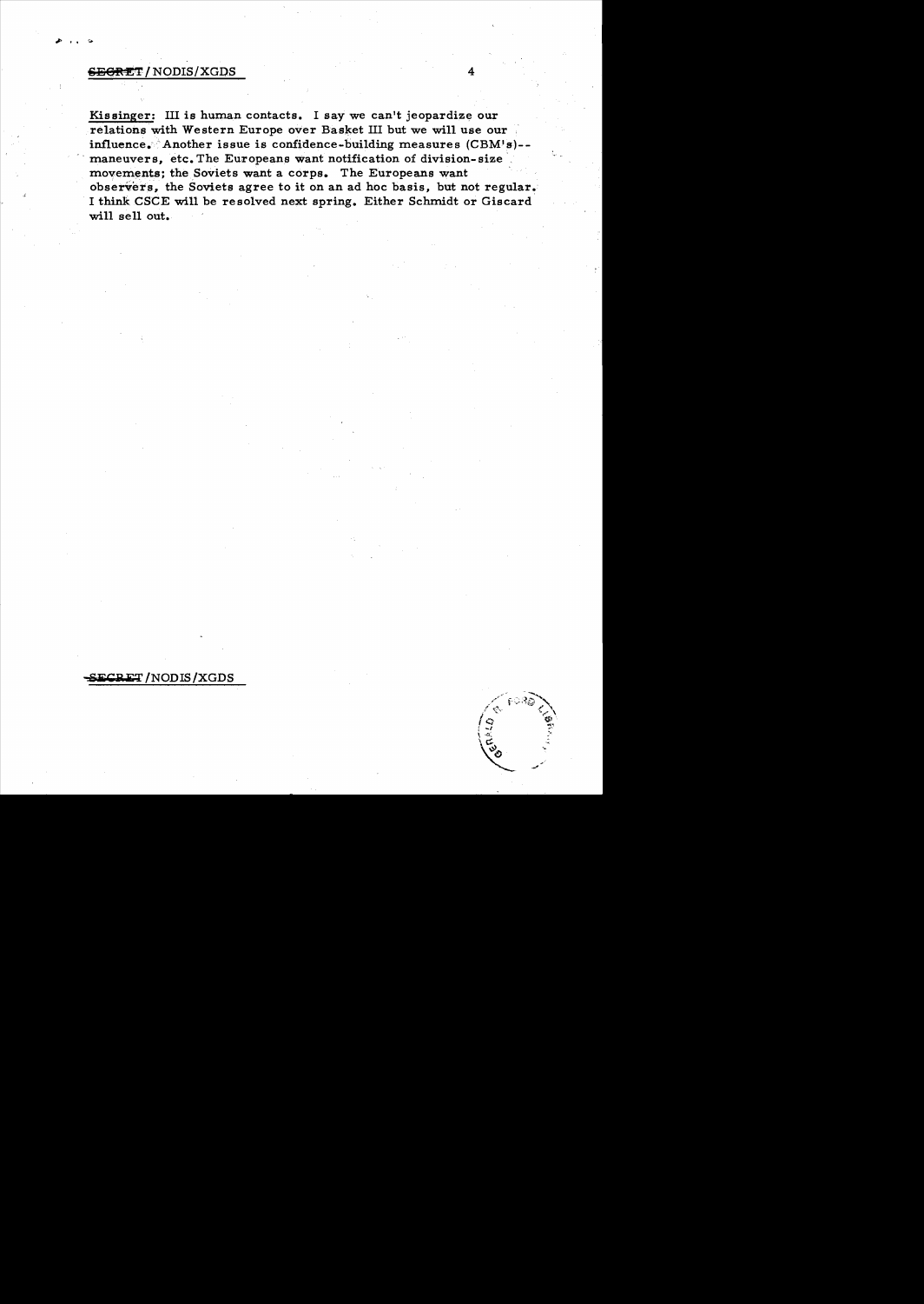Kissinger: III is human contacts. I say we can't jeopardize our relations with Western Europe over Basket III but we will use our influence. Another issue is confidence-building measures (CBM's)--maneuvers, etc. The Europeans want notification of division-size movements; the Soviets want a corps. The Europeans want observers, the Soviets agree to it on an ad hoc basis, but not regular. I think CSCE will be resolved next spring. Either Schmidt or Giscard will sell out.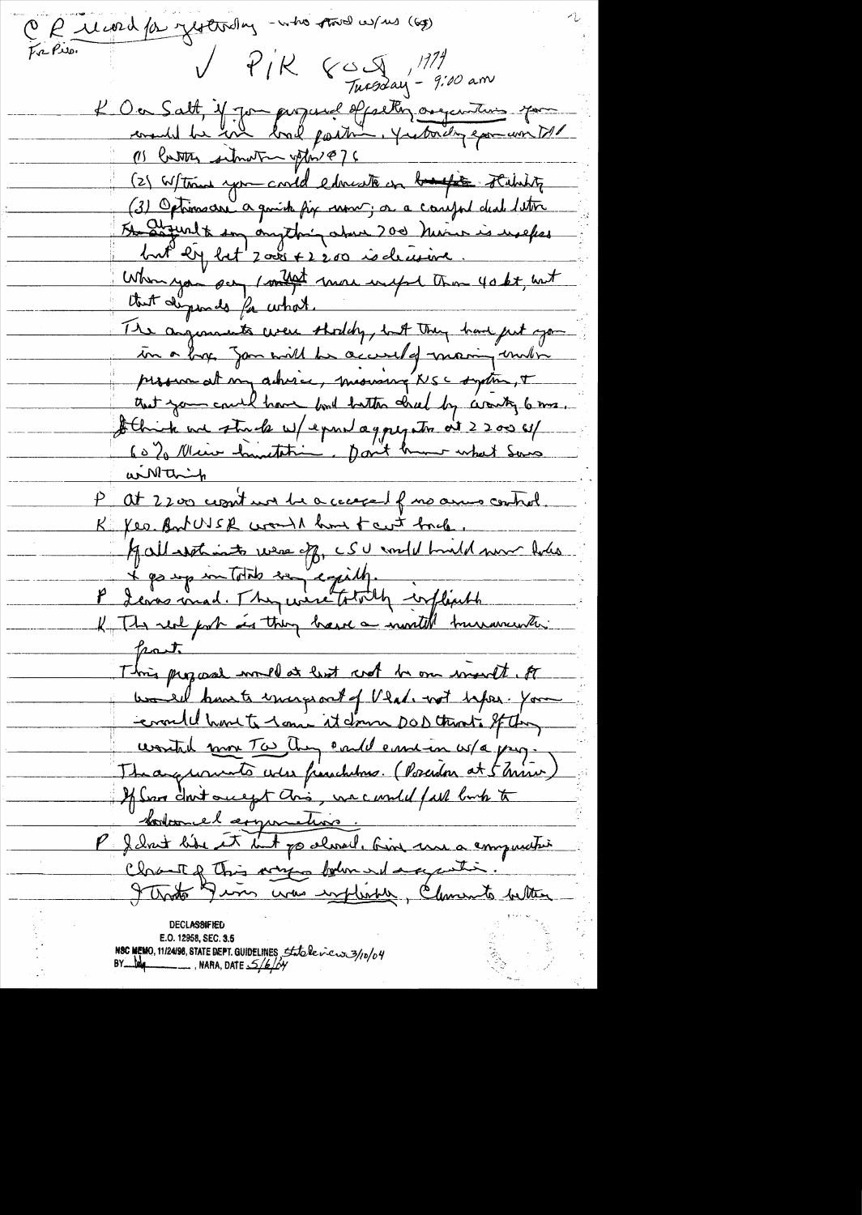CR ucord for yesterday – who stood w/us (GS)

For Pres.

✓ P/K 8 Oct, 1974

Tuesday – 9:00 am

K On Salt, if you proposed offsetting asymmetries you would be in bad position. Yesterday you want (1) better situation after '76

(2) W/time you could educate on stability

(3) Optimism a quick fix now; or a careful deal later. The argument to say anything above 200 Minuteman is useless but by but 2000 + 2200 is decisive.

When you say I would more useful than 40 kt, but that depends for what.

The arguments were shoddy, but they have put you in a box. You will be accused of moving under pressure at my advice, misusing NSC system, & that you could have had better deal by waiting 6 mos. I think we stick w/equal aggregates at 2200 w/ 60% Miru limitation. Don't know what Sov will think.

P At 2200 won't we be accused of no arms control.

K Yes. But USSR would have to cut back.

If all restraints were off, CSU would build more holes & go up in totals very rapidly.

P Levas mad. They were totally inflexible.

K The real point is they have a mental hurricane in front.

This proposal would at least not be on merit. It would have to emerge out of Vlad. not before. You would have to ram it down DOD throat. If they wanted more TW they could come in w/a prog.

The arguments were fraudulent. (Poseidon at 5 Mirv)

If Sov don't accept this, we could fall back to forward asymmetries.

P I don't like it but go ahead. Give me a comparative chart of this versus bottom end asymmetries.

I think Jim was inflexible. Clements better.

DECLASSIFIED
E.O. 12958, SEC. 3.5
NSC MEMO, 11/24/98, STATE DEPT. GUIDELINES State Review 3/10/04
BY [illegible], NARA, DATE 5/6/04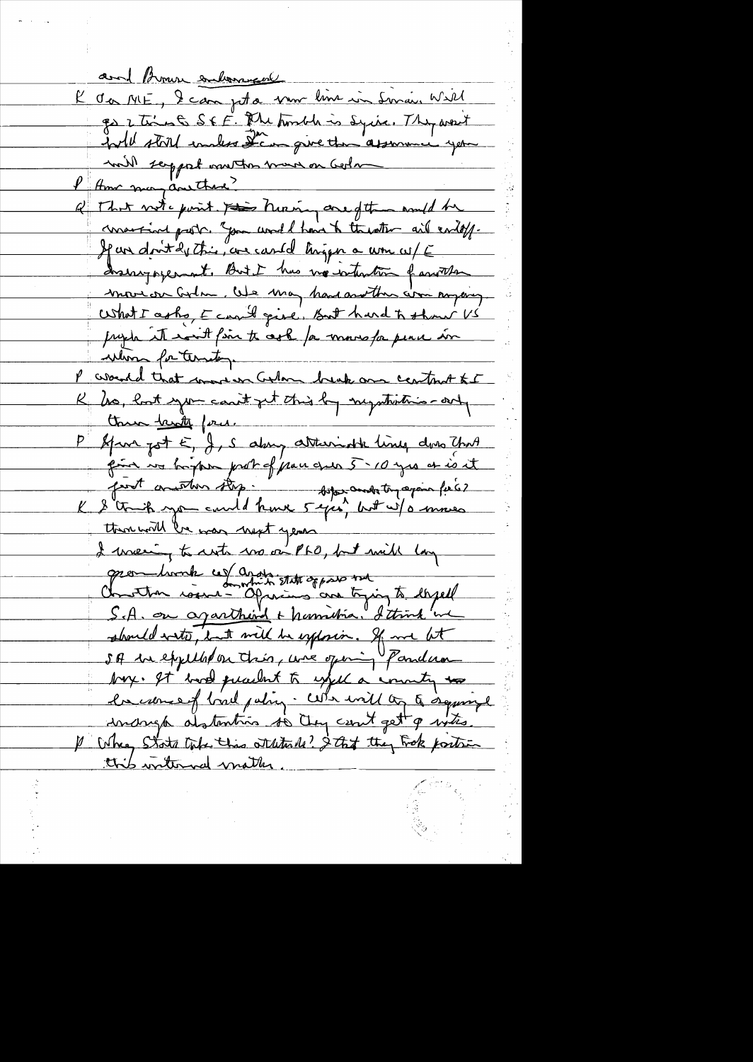and Brown embarrassed

K On ME, I can get a new line in Sinai. Will go 2 times to S & F. The trouble is Syria. They won't hold still unless you can give them assurance you will support another move on Golan

P How many are there?

K That not a point. Moving one of them would be a major point. You would have to threaten aid cutoff. If we don't do this, we could trigger a war w/ E disengagement. But I have no intention for another move on Golan. We may have another war anyway. What I asked, E can't give. But hard to show US people it isn't fair to ask for moves for peace in return for territory.

P Would that move on Golan break our contract to I

K No, but you can't get this by negotiations – only threat of force.

P If we got E, J, S along attainable lines, does that give us a longer period of peace — 5–10 years or is it just another step. Before another try again for G?

K I think you could have 5 years, but w/o moves there will be war next year.

I was going to vote no on PLO, but will lay groundwork w/ Arabs. State opposes me.

Another issue – Africans are trying to expel S.A. on apartheid & Namibia. I think we should veto, but will be explosive. If we let SA be expelled on this, we're opening Pandora box. It bad precedent to expel a country because of bad policy. We will try to engineer enough abstentions so they can't get 9 votes.

P When State take this attitude? I think they took position this internal matter.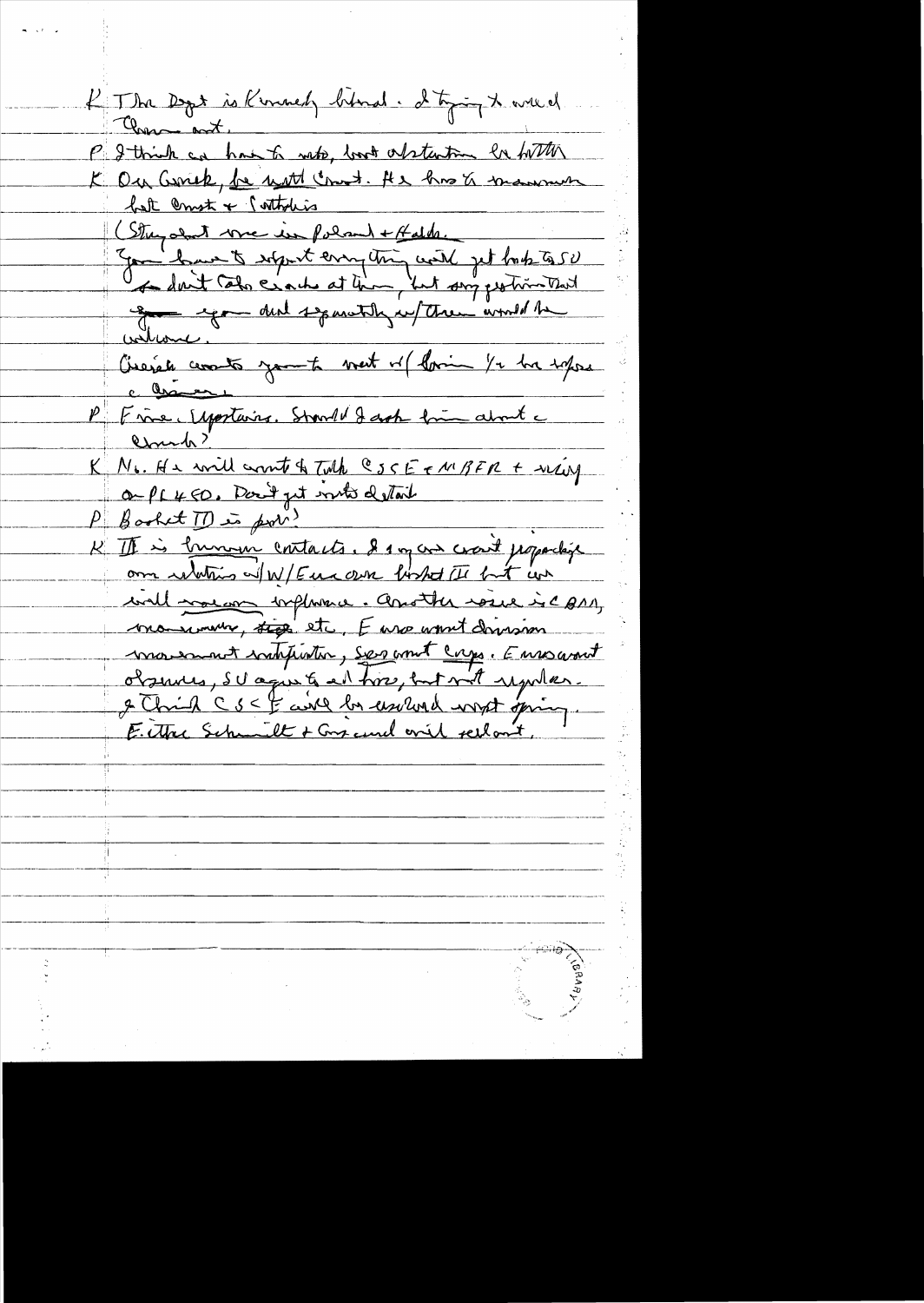K The Dept is Kennedy liberal. I trying to weed them out.

P I think we have to vote, but abstention be better

K On Gromyko, be with Const. He has to maneuver between Const & Catholics

(Stay out once in Poland + Helsi.

You have to expect everything will get back to SU so don't take cracks at them, but any question that you deal separately w/them would be welcome.

Ceausescu wants you to meet w/ him 1/2 hr before a dinner.

P Fine. Upstairs. Should I ask him about c church?

K No. He will want to talk CSCE + MBFR + maybe on PL 480. Don't get into detail.

P Basket III is pro?

K III is human contacts. I say we can't jeopardize our relations w/W/Euro over basket III but we will use our influence. Another issue is CBM, maneuvers, etc. Euro want division movement notification, Soviet want corps. Euros want observers, SU agrees to ad hoc, but not regular. I think CSCE will be resolved next spring. Either Schmidt + Giscard will sell out.